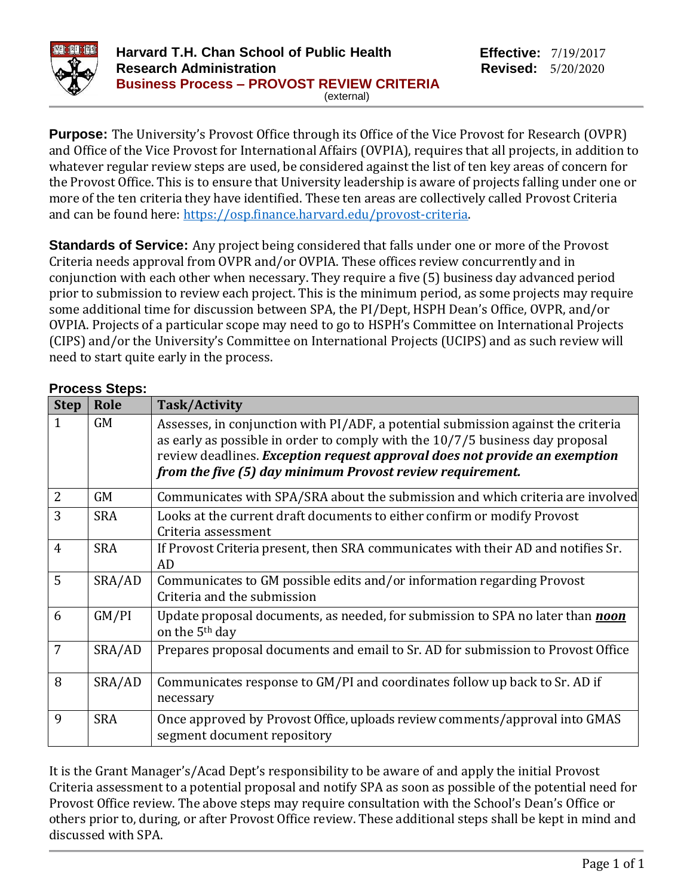# Harvard T.H. Chan School of Public Health
## Research Administration
## Business Process – PROVOST REVIEW CRITERIA

(external)

**Effective:** 7/19/2017
**Revised:** 5/20/2020

**Purpose:** The University's Provost Office through its Office of the Vice Provost for Research (OVPR) and Office of the Vice Provost for International Affairs (OVPIA), requires that all projects, in addition to whatever regular review steps are used, be considered against the list of ten key areas of concern for the Provost Office. This is to ensure that University leadership is aware of projects falling under one or more of the ten criteria they have identified. These ten areas are collectively called Provost Criteria and can be found here: https://osp.finance.harvard.edu/provost-criteria.

**Standards of Service:** Any project being considered that falls under one or more of the Provost Criteria needs approval from OVPR and/or OVPIA. These offices review concurrently and in conjunction with each other when necessary. They require a five (5) business day advanced period prior to submission to review each project. This is the minimum period, as some projects may require some additional time for discussion between SPA, the PI/Dept, HSPH Dean's Office, OVPR, and/or OVPIA. Projects of a particular scope may need to go to HSPH's Committee on International Projects (CIPS) and/or the University's Committee on International Projects (UCIPS) and as such review will need to start quite early in the process.

**Process Steps:**

| Step | Role | Task/Activity |
|---|---|---|
| 1 | GM | Assesses, in conjunction with PI/ADF, a potential submission against the criteria as early as possible in order to comply with the 10/7/5 business day proposal review deadlines. ***Exception request approval does not provide an exemption from the five (5) day minimum Provost review requirement.*** |
| 2 | GM | Communicates with SPA/SRA about the submission and which criteria are involved |
| 3 | SRA | Looks at the current draft documents to either confirm or modify Provost Criteria assessment |
| 4 | SRA | If Provost Criteria present, then SRA communicates with their AD and notifies Sr. AD |
| 5 | SRA/AD | Communicates to GM possible edits and/or information regarding Provost Criteria and the submission |
| 6 | GM/PI | Update proposal documents, as needed, for submission to SPA no later than ***noon*** on the 5th day |
| 7 | SRA/AD | Prepares proposal documents and email to Sr. AD for submission to Provost Office |
| 8 | SRA/AD | Communicates response to GM/PI and coordinates follow up back to Sr. AD if necessary |
| 9 | SRA | Once approved by Provost Office, uploads review comments/approval into GMAS segment document repository |

It is the Grant Manager's/Acad Dept's responsibility to be aware of and apply the initial Provost Criteria assessment to a potential proposal and notify SPA as soon as possible of the potential need for Provost Office review. The above steps may require consultation with the School's Dean's Office or others prior to, during, or after Provost Office review. These additional steps shall be kept in mind and discussed with SPA.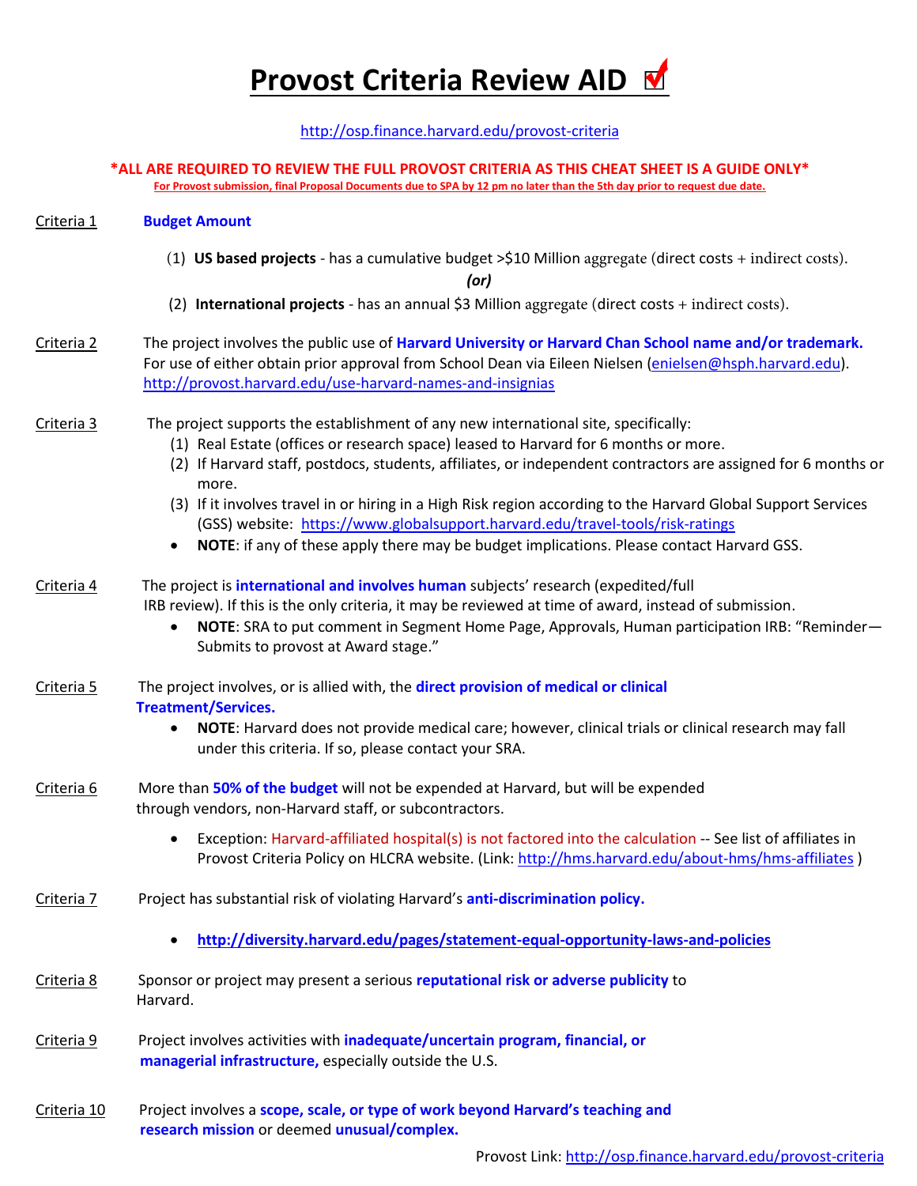# Provost Criteria Review AID ☑

http://osp.finance.harvard.edu/provost-criteria

**\*ALL ARE REQUIRED TO REVIEW THE FULL PROVOST CRITERIA AS THIS CHEAT SHEET IS A GUIDE ONLY\***

**For Provost submission, final Proposal Documents due to SPA by 12 pm no later than the 5th day prior to request due date.**

Criteria 1 **Budget Amount**

(1) **US based projects** - has a cumulative budget >$10 Million aggregate (direct costs + indirect costs).

***(or)***

(2) **International projects** - has an annual $3 Million aggregate (direct costs + indirect costs).

Criteria 2 The project involves the public use of **Harvard University or Harvard Chan School name and/or trademark.** For use of either obtain prior approval from School Dean via Eileen Nielsen (enielsen@hsph.harvard.edu). http://provost.harvard.edu/use-harvard-names-and-insignias

Criteria 3 The project supports the establishment of any new international site, specifically:

(1) Real Estate (offices or research space) leased to Harvard for 6 months or more.
(2) If Harvard staff, postdocs, students, affiliates, or independent contractors are assigned for 6 months or more.
(3) If it involves travel in or hiring in a High Risk region according to the Harvard Global Support Services (GSS) website: https://www.globalsupport.harvard.edu/travel-tools/risk-ratings

- **NOTE**: if any of these apply there may be budget implications. Please contact Harvard GSS.

Criteria 4 The project is **international and involves human** subjects' research (expedited/full IRB review). If this is the only criteria, it may be reviewed at time of award, instead of submission.

- **NOTE**: SRA to put comment in Segment Home Page, Approvals, Human participation IRB: "Reminder—Submits to provost at Award stage."

Criteria 5 The project involves, or is allied with, the **direct provision of medical or clinical Treatment/Services.**

- **NOTE**: Harvard does not provide medical care; however, clinical trials or clinical research may fall under this criteria. If so, please contact your SRA.

Criteria 6 More than **50% of the budget** will not be expended at Harvard, but will be expended through vendors, non-Harvard staff, or subcontractors.

- Exception: Harvard-affiliated hospital(s) is not factored into the calculation -- See list of affiliates in Provost Criteria Policy on HLCRA website. (Link: http://hms.harvard.edu/about-hms/hms-affiliates )

Criteria 7 Project has substantial risk of violating Harvard's **anti-discrimination policy.**

- **http://diversity.harvard.edu/pages/statement-equal-opportunity-laws-and-policies**

Criteria 8 Sponsor or project may present a serious **reputational risk or adverse publicity** to Harvard.

Criteria 9 Project involves activities with **inadequate/uncertain program, financial, or managerial infrastructure,** especially outside the U.S.

Criteria 10 Project involves a **scope, scale, or type of work beyond Harvard's teaching and research mission** or deemed **unusual/complex.**

Provost Link: http://osp.finance.harvard.edu/provost-criteria